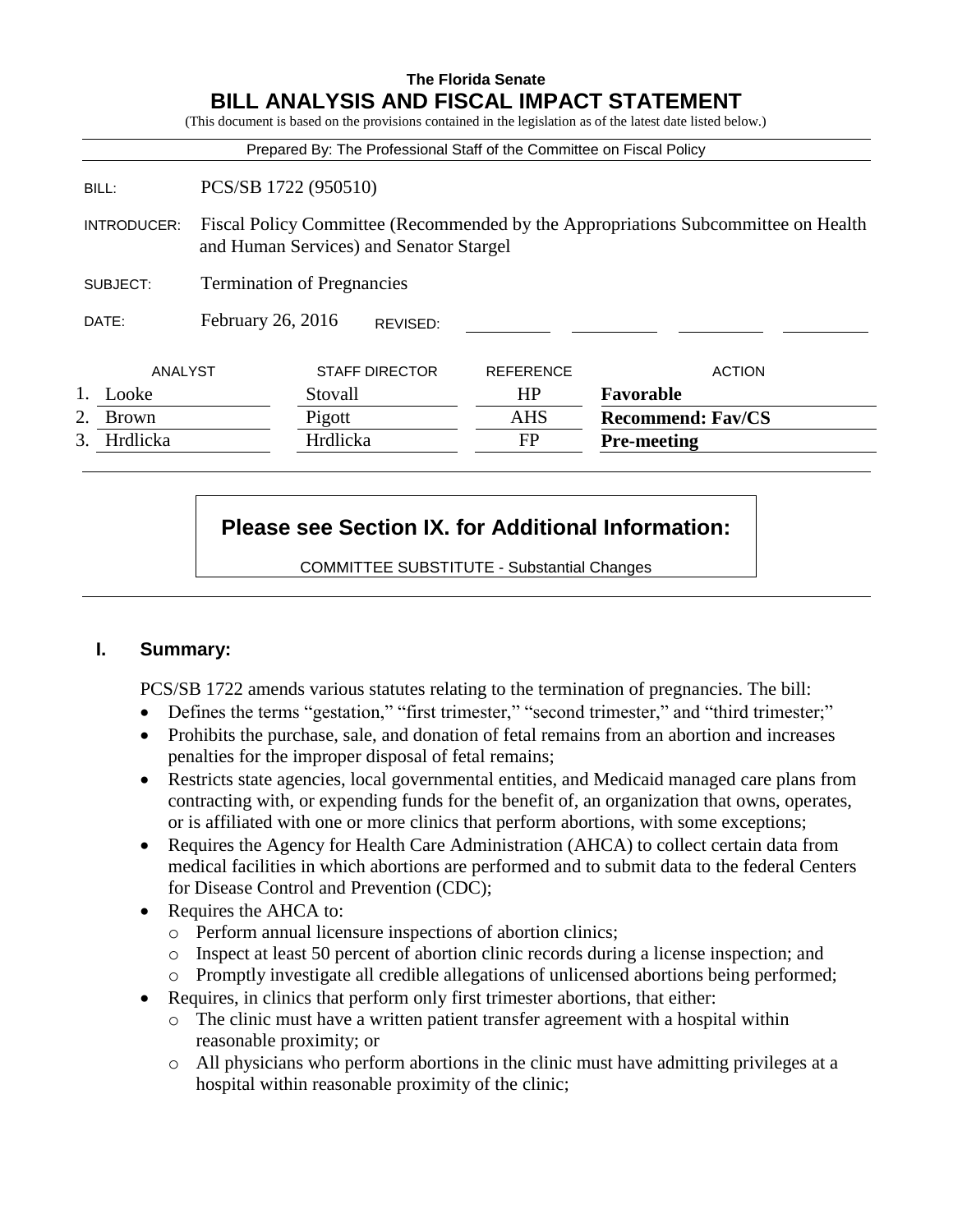**The Florida Senate**

# BILL ANALYSIS AND FISCAL IMPACT STATEMENT

(This document is based on the provisions contained in the legislation as of the latest date listed below.)

Prepared By: The Professional Staff of the Committee on Fiscal Policy

| | |
|---|---|
| BILL: | PCS/SB 1722 (950510) |
| INTRODUCER: | Fiscal Policy Committee (Recommended by the Appropriations Subcommittee on Health and Human Services) and Senator Stargel |
| SUBJECT: | Termination of Pregnancies |
| DATE: | February 26, 2016 REVISED: |

| | ANALYST | STAFF DIRECTOR | REFERENCE | ACTION |
|---|---|---|---|---|
| 1. | Looke | Stovall | HP | **Favorable** |
| 2. | Brown | Pigott | AHS | **Recommend: Fav/CS** |
| 3. | Hrdlicka | Hrdlicka | FP | **Pre-meeting** |

**Please see Section IX. for Additional Information:**

COMMITTEE SUBSTITUTE - Substantial Changes

## I. Summary:

PCS/SB 1722 amends various statutes relating to the termination of pregnancies. The bill:

- Defines the terms "gestation," "first trimester," "second trimester," and "third trimester;"
- Prohibits the purchase, sale, and donation of fetal remains from an abortion and increases penalties for the improper disposal of fetal remains;
- Restricts state agencies, local governmental entities, and Medicaid managed care plans from contracting with, or expending funds for the benefit of, an organization that owns, operates, or is affiliated with one or more clinics that perform abortions, with some exceptions;
- Requires the Agency for Health Care Administration (AHCA) to collect certain data from medical facilities in which abortions are performed and to submit data to the federal Centers for Disease Control and Prevention (CDC);
- Requires the AHCA to:
  - Perform annual licensure inspections of abortion clinics;
  - Inspect at least 50 percent of abortion clinic records during a license inspection; and
  - Promptly investigate all credible allegations of unlicensed abortions being performed;
- Requires, in clinics that perform only first trimester abortions, that either:
  - The clinic must have a written patient transfer agreement with a hospital within reasonable proximity; or
  - All physicians who perform abortions in the clinic must have admitting privileges at a hospital within reasonable proximity of the clinic;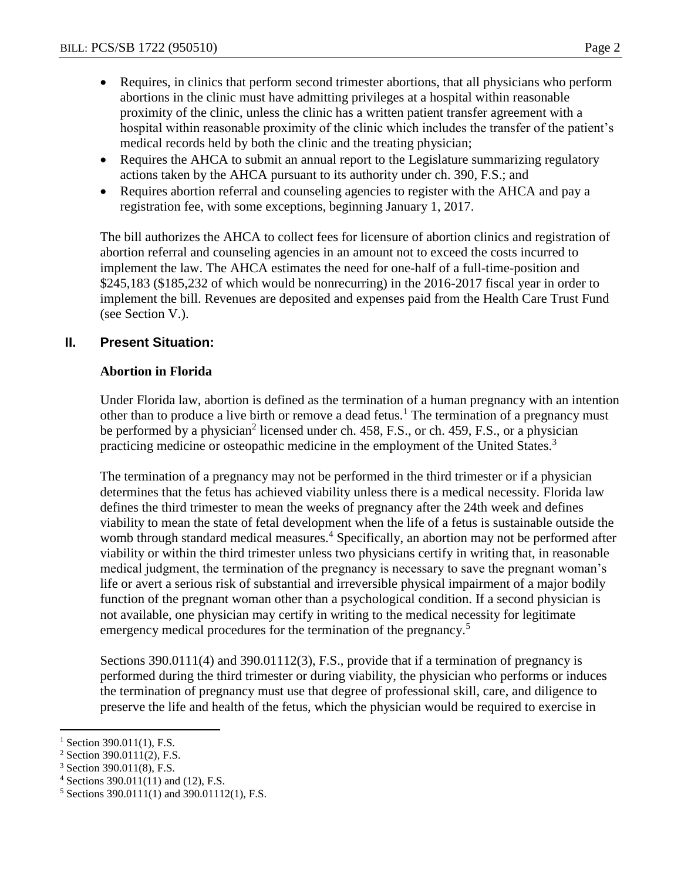- Requires, in clinics that perform second trimester abortions, that all physicians who perform abortions in the clinic must have admitting privileges at a hospital within reasonable proximity of the clinic, unless the clinic has a written patient transfer agreement with a hospital within reasonable proximity of the clinic which includes the transfer of the patient's medical records held by both the clinic and the treating physician;
- Requires the AHCA to submit an annual report to the Legislature summarizing regulatory actions taken by the AHCA pursuant to its authority under ch. 390, F.S.; and
- Requires abortion referral and counseling agencies to register with the AHCA and pay a registration fee, with some exceptions, beginning January 1, 2017.

The bill authorizes the AHCA to collect fees for licensure of abortion clinics and registration of abortion referral and counseling agencies in an amount not to exceed the costs incurred to implement the law. The AHCA estimates the need for one-half of a full-time-position and $245,183 ($185,232 of which would be nonrecurring) in the 2016-2017 fiscal year in order to implement the bill. Revenues are deposited and expenses paid from the Health Care Trust Fund (see Section V.).

## II. Present Situation:

### Abortion in Florida

Under Florida law, abortion is defined as the termination of a human pregnancy with an intention other than to produce a live birth or remove a dead fetus.[1] The termination of a pregnancy must be performed by a physician[2] licensed under ch. 458, F.S., or ch. 459, F.S., or a physician practicing medicine or osteopathic medicine in the employment of the United States.[3]

The termination of a pregnancy may not be performed in the third trimester or if a physician determines that the fetus has achieved viability unless there is a medical necessity. Florida law defines the third trimester to mean the weeks of pregnancy after the 24th week and defines viability to mean the state of fetal development when the life of a fetus is sustainable outside the womb through standard medical measures.[4] Specifically, an abortion may not be performed after viability or within the third trimester unless two physicians certify in writing that, in reasonable medical judgment, the termination of the pregnancy is necessary to save the pregnant woman's life or avert a serious risk of substantial and irreversible physical impairment of a major bodily function of the pregnant woman other than a psychological condition. If a second physician is not available, one physician may certify in writing to the medical necessity for legitimate emergency medical procedures for the termination of the pregnancy.[5]

Sections 390.0111(4) and 390.01112(3), F.S., provide that if a termination of pregnancy is performed during the third trimester or during viability, the physician who performs or induces the termination of pregnancy must use that degree of professional skill, care, and diligence to preserve the life and health of the fetus, which the physician would be required to exercise in

[1] Section 390.011(1), F.S.

[2] Section 390.0111(2), F.S.

[3] Section 390.011(8), F.S.

[4] Sections 390.011(11) and (12), F.S.

[5] Sections 390.0111(1) and 390.01112(1), F.S.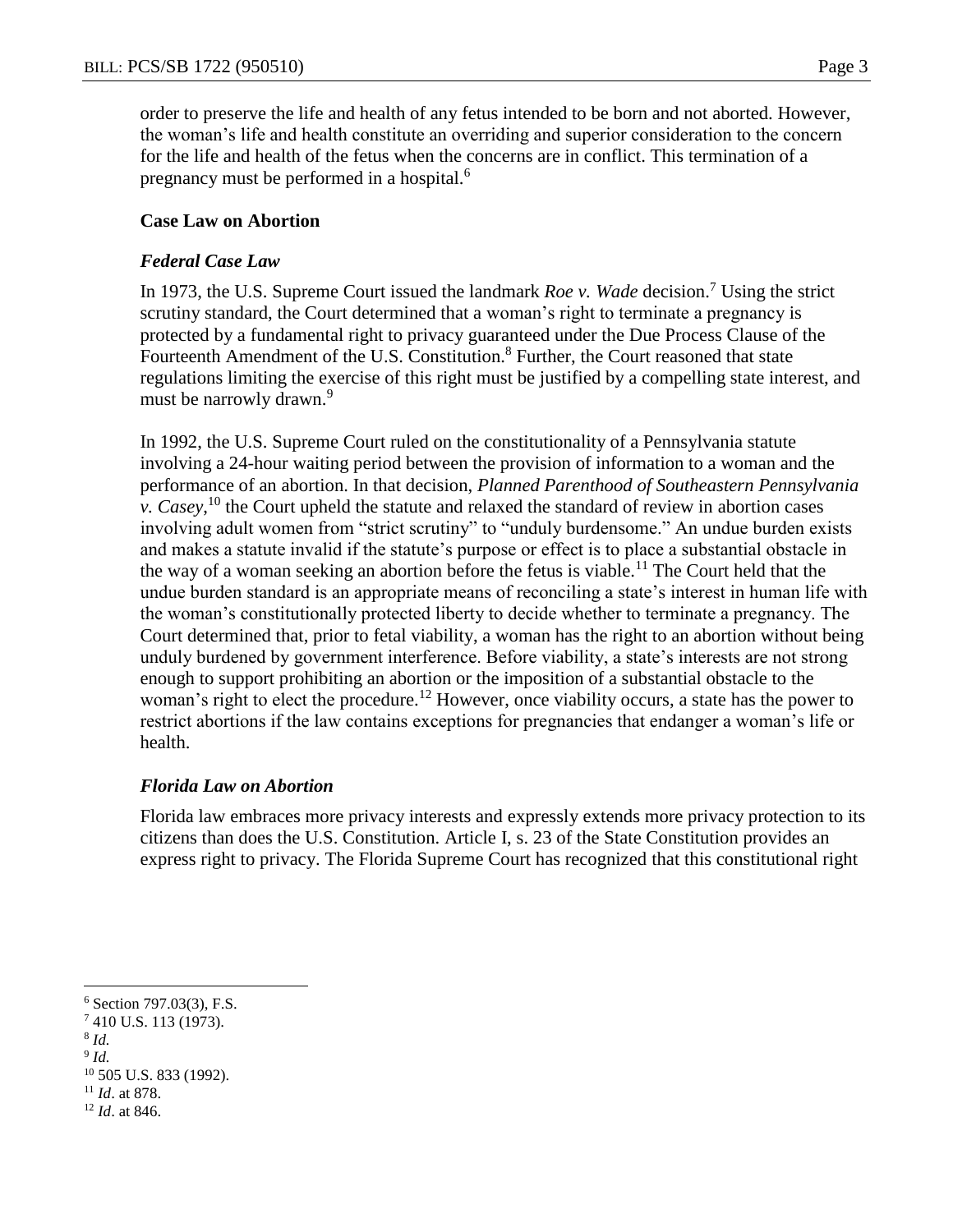order to preserve the life and health of any fetus intended to be born and not aborted. However, the woman's life and health constitute an overriding and superior consideration to the concern for the life and health of the fetus when the concerns are in conflict. This termination of a pregnancy must be performed in a hospital.[6]

**Case Law on Abortion**

***Federal Case Law***

In 1973, the U.S. Supreme Court issued the landmark *Roe v. Wade* decision.[7] Using the strict scrutiny standard, the Court determined that a woman's right to terminate a pregnancy is protected by a fundamental right to privacy guaranteed under the Due Process Clause of the Fourteenth Amendment of the U.S. Constitution.[8] Further, the Court reasoned that state regulations limiting the exercise of this right must be justified by a compelling state interest, and must be narrowly drawn.[9]

In 1992, the U.S. Supreme Court ruled on the constitutionality of a Pennsylvania statute involving a 24-hour waiting period between the provision of information to a woman and the performance of an abortion. In that decision, *Planned Parenthood of Southeastern Pennsylvania v. Casey*,[10] the Court upheld the statute and relaxed the standard of review in abortion cases involving adult women from "strict scrutiny" to "unduly burdensome." An undue burden exists and makes a statute invalid if the statute's purpose or effect is to place a substantial obstacle in the way of a woman seeking an abortion before the fetus is viable.[11] The Court held that the undue burden standard is an appropriate means of reconciling a state's interest in human life with the woman's constitutionally protected liberty to decide whether to terminate a pregnancy. The Court determined that, prior to fetal viability, a woman has the right to an abortion without being unduly burdened by government interference. Before viability, a state's interests are not strong enough to support prohibiting an abortion or the imposition of a substantial obstacle to the woman's right to elect the procedure.[12] However, once viability occurs, a state has the power to restrict abortions if the law contains exceptions for pregnancies that endanger a woman's life or health.

***Florida Law on Abortion***

Florida law embraces more privacy interests and expressly extends more privacy protection to its citizens than does the U.S. Constitution. Article I, s. 23 of the State Constitution provides an express right to privacy. The Florida Supreme Court has recognized that this constitutional right

---

[6] Section 797.03(3), F.S.

[7] 410 U.S. 113 (1973).

[8] *Id.*

[9] *Id.*

[10] 505 U.S. 833 (1992).

[11] *Id*. at 878.

[12] *Id*. at 846.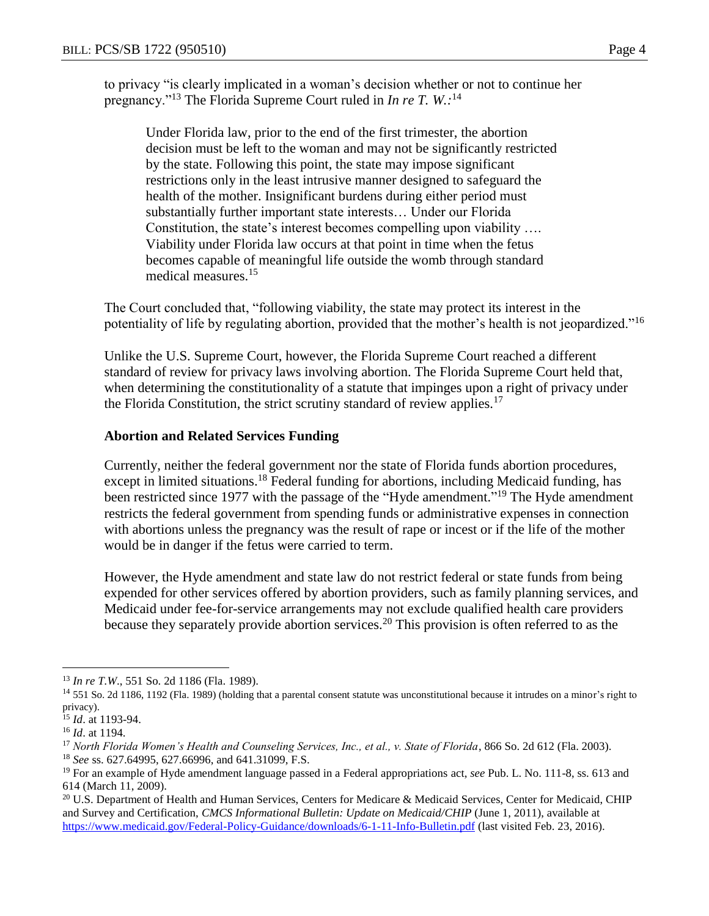to privacy "is clearly implicated in a woman's decision whether or not to continue her pregnancy."[13] The Florida Supreme Court ruled in *In re T. W.*:[14]

> Under Florida law, prior to the end of the first trimester, the abortion decision must be left to the woman and may not be significantly restricted by the state. Following this point, the state may impose significant restrictions only in the least intrusive manner designed to safeguard the health of the mother. Insignificant burdens during either period must substantially further important state interests… Under our Florida Constitution, the state's interest becomes compelling upon viability …. Viability under Florida law occurs at that point in time when the fetus becomes capable of meaningful life outside the womb through standard medical measures.[15]

The Court concluded that, "following viability, the state may protect its interest in the potentiality of life by regulating abortion, provided that the mother's health is not jeopardized."[16]

Unlike the U.S. Supreme Court, however, the Florida Supreme Court reached a different standard of review for privacy laws involving abortion. The Florida Supreme Court held that, when determining the constitutionality of a statute that impinges upon a right of privacy under the Florida Constitution, the strict scrutiny standard of review applies.[17]

### Abortion and Related Services Funding

Currently, neither the federal government nor the state of Florida funds abortion procedures, except in limited situations.[18] Federal funding for abortions, including Medicaid funding, has been restricted since 1977 with the passage of the "Hyde amendment."[19] The Hyde amendment restricts the federal government from spending funds or administrative expenses in connection with abortions unless the pregnancy was the result of rape or incest or if the life of the mother would be in danger if the fetus were carried to term.

However, the Hyde amendment and state law do not restrict federal or state funds from being expended for other services offered by abortion providers, such as family planning services, and Medicaid under fee-for-service arrangements may not exclude qualified health care providers because they separately provide abortion services.[20] This provision is often referred to as the

---

[13] *In re T.W.*, 551 So. 2d 1186 (Fla. 1989).

[14] 551 So. 2d 1186, 1192 (Fla. 1989) (holding that a parental consent statute was unconstitutional because it intrudes on a minor's right to privacy).

[15] *Id*. at 1193-94.

[16] *Id*. at 1194.

[17] *North Florida Women's Health and Counseling Services, Inc., et al., v. State of Florida*, 866 So. 2d 612 (Fla. 2003).

[18] *See* ss. 627.64995, 627.66996, and 641.31099, F.S.

[19] For an example of Hyde amendment language passed in a Federal appropriations act, *see* Pub. L. No. 111-8, ss. 613 and 614 (March 11, 2009).

[20] U.S. Department of Health and Human Services, Centers for Medicare & Medicaid Services, Center for Medicaid, CHIP and Survey and Certification, *CMCS Informational Bulletin: Update on Medicaid/CHIP* (June 1, 2011), available at https://www.medicaid.gov/Federal-Policy-Guidance/downloads/6-1-11-Info-Bulletin.pdf (last visited Feb. 23, 2016).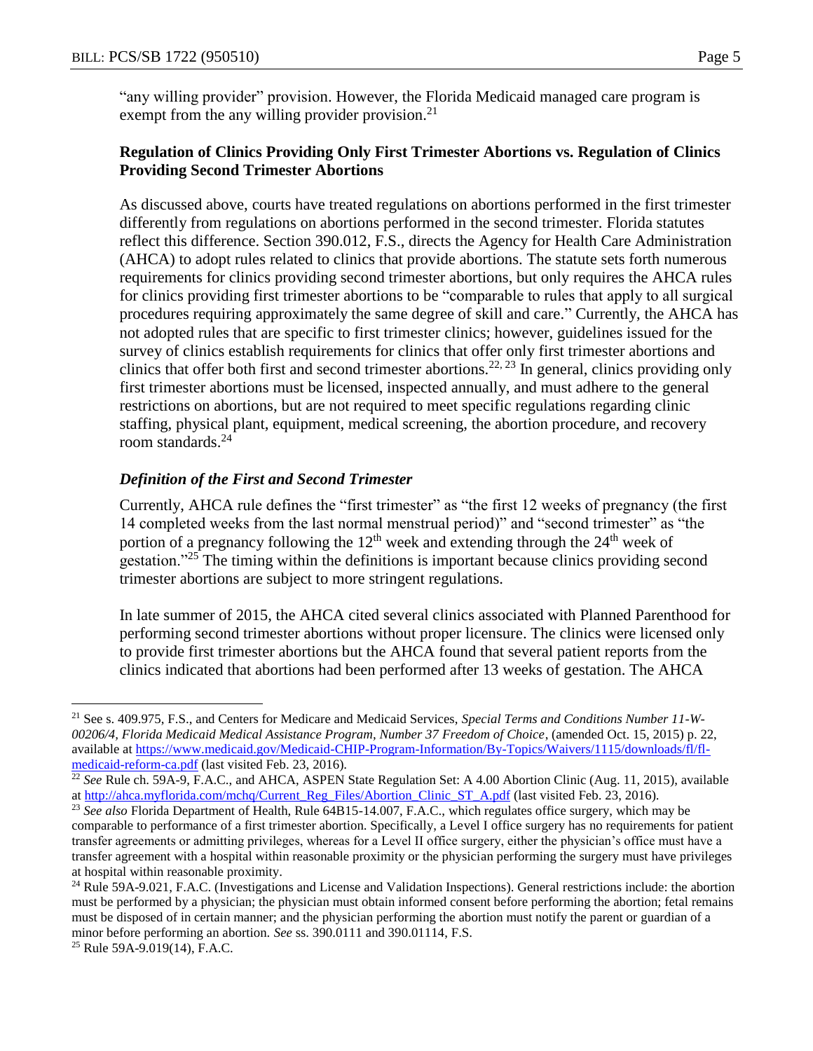"any willing provider" provision. However, the Florida Medicaid managed care program is exempt from the any willing provider provision.[21]

**Regulation of Clinics Providing Only First Trimester Abortions vs. Regulation of Clinics Providing Second Trimester Abortions**

As discussed above, courts have treated regulations on abortions performed in the first trimester differently from regulations on abortions performed in the second trimester. Florida statutes reflect this difference. Section 390.012, F.S., directs the Agency for Health Care Administration (AHCA) to adopt rules related to clinics that provide abortions. The statute sets forth numerous requirements for clinics providing second trimester abortions, but only requires the AHCA rules for clinics providing first trimester abortions to be "comparable to rules that apply to all surgical procedures requiring approximately the same degree of skill and care." Currently, the AHCA has not adopted rules that are specific to first trimester clinics; however, guidelines issued for the survey of clinics establish requirements for clinics that offer only first trimester abortions and clinics that offer both first and second trimester abortions.[22, 23] In general, clinics providing only first trimester abortions must be licensed, inspected annually, and must adhere to the general restrictions on abortions, but are not required to meet specific regulations regarding clinic staffing, physical plant, equipment, medical screening, the abortion procedure, and recovery room standards.[24]

***Definition of the First and Second Trimester***

Currently, AHCA rule defines the "first trimester" as "the first 12 weeks of pregnancy (the first 14 completed weeks from the last normal menstrual period)" and "second trimester" as "the portion of a pregnancy following the 12th week and extending through the 24th week of gestation."[25] The timing within the definitions is important because clinics providing second trimester abortions are subject to more stringent regulations.

In late summer of 2015, the AHCA cited several clinics associated with Planned Parenthood for performing second trimester abortions without proper licensure. The clinics were licensed only to provide first trimester abortions but the AHCA found that several patient reports from the clinics indicated that abortions had been performed after 13 weeks of gestation. The AHCA

---

[21] See s. 409.975, F.S., and Centers for Medicare and Medicaid Services, *Special Terms and Conditions Number 11-W-00206/4, Florida Medicaid Medical Assistance Program, Number 37 Freedom of Choice*, (amended Oct. 15, 2015) p. 22, available at https://www.medicaid.gov/Medicaid-CHIP-Program-Information/By-Topics/Waivers/1115/downloads/fl/fl-medicaid-reform-ca.pdf (last visited Feb. 23, 2016).

[22] *See* Rule ch. 59A-9, F.A.C., and AHCA, ASPEN State Regulation Set: A 4.00 Abortion Clinic (Aug. 11, 2015), available at http://ahca.myflorida.com/mchq/Current_Reg_Files/Abortion_Clinic_ST_A.pdf (last visited Feb. 23, 2016).

[23] *See also* Florida Department of Health, Rule 64B15-14.007, F.A.C., which regulates office surgery, which may be comparable to performance of a first trimester abortion. Specifically, a Level I office surgery has no requirements for patient transfer agreements or admitting privileges, whereas for a Level II office surgery, either the physician's office must have a transfer agreement with a hospital within reasonable proximity or the physician performing the surgery must have privileges at hospital within reasonable proximity.

[24] Rule 59A-9.021, F.A.C. (Investigations and License and Validation Inspections). General restrictions include: the abortion must be performed by a physician; the physician must obtain informed consent before performing the abortion; fetal remains must be disposed of in certain manner; and the physician performing the abortion must notify the parent or guardian of a minor before performing an abortion. *See* ss. 390.0111 and 390.01114, F.S.

[25] Rule 59A-9.019(14), F.A.C.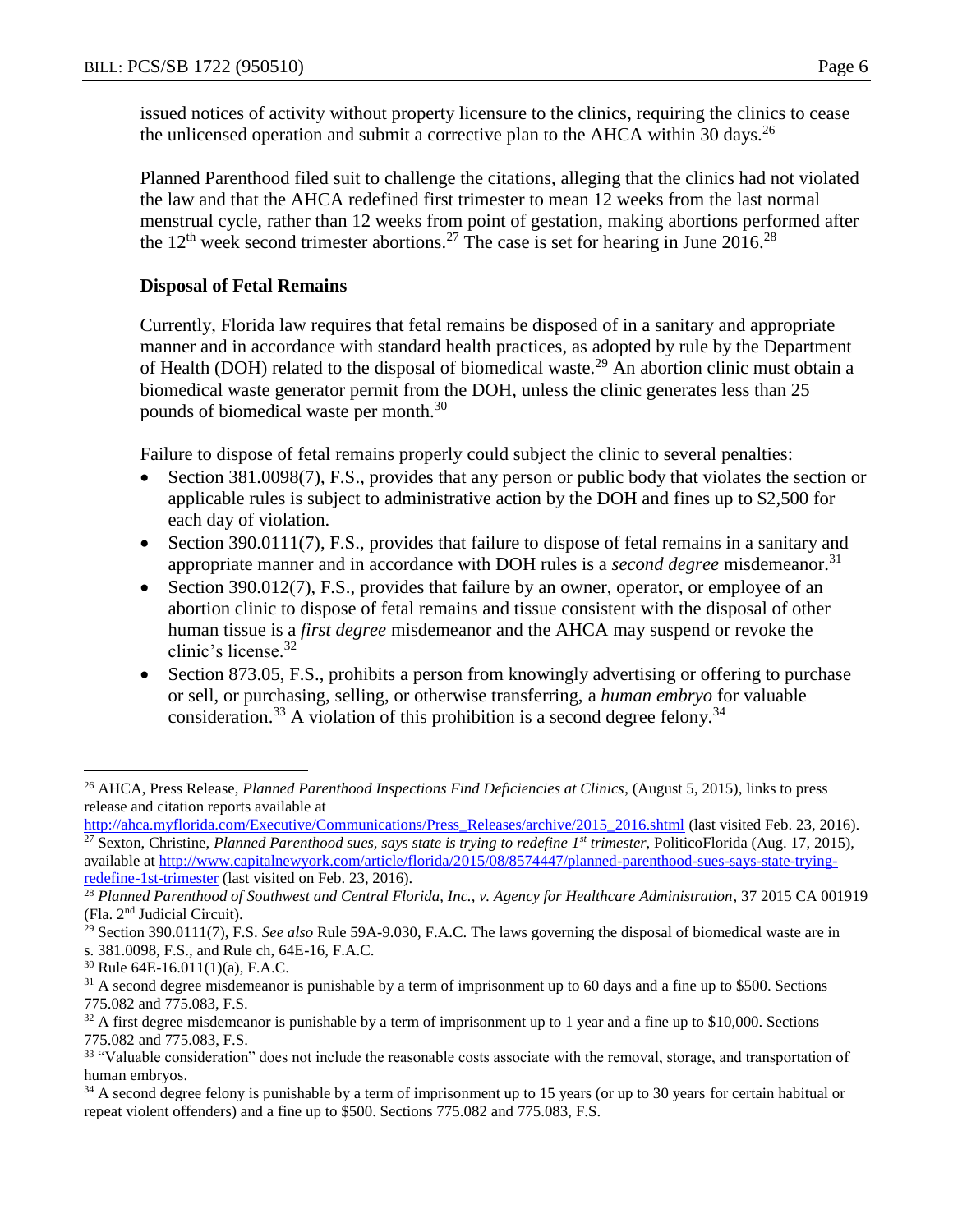issued notices of activity without property licensure to the clinics, requiring the clinics to cease the unlicensed operation and submit a corrective plan to the AHCA within 30 days.[26]

Planned Parenthood filed suit to challenge the citations, alleging that the clinics had not violated the law and that the AHCA redefined first trimester to mean 12 weeks from the last normal menstrual cycle, rather than 12 weeks from point of gestation, making abortions performed after the 12th week second trimester abortions.[27] The case is set for hearing in June 2016.[28]

**Disposal of Fetal Remains**

Currently, Florida law requires that fetal remains be disposed of in a sanitary and appropriate manner and in accordance with standard health practices, as adopted by rule by the Department of Health (DOH) related to the disposal of biomedical waste.[29] An abortion clinic must obtain a biomedical waste generator permit from the DOH, unless the clinic generates less than 25 pounds of biomedical waste per month.[30]

Failure to dispose of fetal remains properly could subject the clinic to several penalties:

- Section 381.0098(7), F.S., provides that any person or public body that violates the section or applicable rules is subject to administrative action by the DOH and fines up to $2,500 for each day of violation.
- Section 390.0111(7), F.S., provides that failure to dispose of fetal remains in a sanitary and appropriate manner and in accordance with DOH rules is a *second degree* misdemeanor.[31]
- Section 390.012(7), F.S., provides that failure by an owner, operator, or employee of an abortion clinic to dispose of fetal remains and tissue consistent with the disposal of other human tissue is a *first degree* misdemeanor and the AHCA may suspend or revoke the clinic's license.[32]
- Section 873.05, F.S., prohibits a person from knowingly advertising or offering to purchase or sell, or purchasing, selling, or otherwise transferring, a *human embryo* for valuable consideration.[33] A violation of this prohibition is a second degree felony.[34]

---

[26] AHCA, Press Release, *Planned Parenthood Inspections Find Deficiencies at Clinics*, (August 5, 2015), links to press release and citation reports available at http://ahca.myflorida.com/Executive/Communications/Press_Releases/archive/2015_2016.shtml (last visited Feb. 23, 2016).

[27] Sexton, Christine, *Planned Parenthood sues, says state is trying to redefine 1st trimester*, PoliticoFlorida (Aug. 17, 2015), available at http://www.capitalnewyork.com/article/florida/2015/08/8574447/planned-parenthood-sues-says-state-trying-redefine-1st-trimester (last visited on Feb. 23, 2016).

[28] *Planned Parenthood of Southwest and Central Florida, Inc., v. Agency for Healthcare Administration*, 37 2015 CA 001919 (Fla. 2nd Judicial Circuit).

[29] Section 390.0111(7), F.S. *See also* Rule 59A-9.030, F.A.C. The laws governing the disposal of biomedical waste are in s. 381.0098, F.S., and Rule ch, 64E-16, F.A.C.

[30] Rule 64E-16.011(1)(a), F.A.C.

[31] A second degree misdemeanor is punishable by a term of imprisonment up to 60 days and a fine up to $500. Sections 775.082 and 775.083, F.S.

[32] A first degree misdemeanor is punishable by a term of imprisonment up to 1 year and a fine up to $10,000. Sections 775.082 and 775.083, F.S.

[33] "Valuable consideration" does not include the reasonable costs associate with the removal, storage, and transportation of human embryos.

[34] A second degree felony is punishable by a term of imprisonment up to 15 years (or up to 30 years for certain habitual or repeat violent offenders) and a fine up to $500. Sections 775.082 and 775.083, F.S.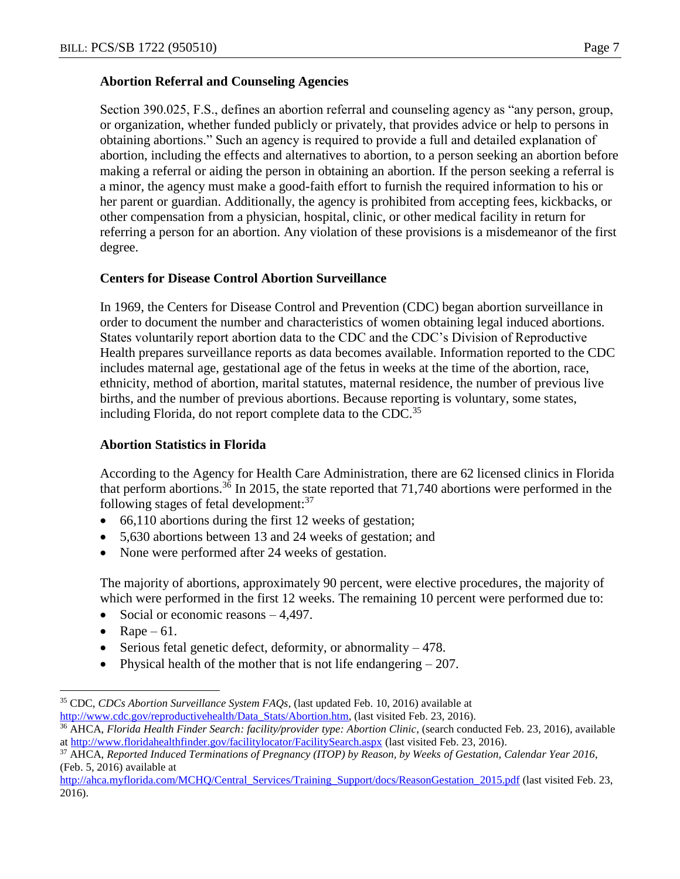### Abortion Referral and Counseling Agencies

Section 390.025, F.S., defines an abortion referral and counseling agency as "any person, group, or organization, whether funded publicly or privately, that provides advice or help to persons in obtaining abortions." Such an agency is required to provide a full and detailed explanation of abortion, including the effects and alternatives to abortion, to a person seeking an abortion before making a referral or aiding the person in obtaining an abortion. If the person seeking a referral is a minor, the agency must make a good-faith effort to furnish the required information to his or her parent or guardian. Additionally, the agency is prohibited from accepting fees, kickbacks, or other compensation from a physician, hospital, clinic, or other medical facility in return for referring a person for an abortion. Any violation of these provisions is a misdemeanor of the first degree.

### Centers for Disease Control Abortion Surveillance

In 1969, the Centers for Disease Control and Prevention (CDC) began abortion surveillance in order to document the number and characteristics of women obtaining legal induced abortions. States voluntarily report abortion data to the CDC and the CDC's Division of Reproductive Health prepares surveillance reports as data becomes available. Information reported to the CDC includes maternal age, gestational age of the fetus in weeks at the time of the abortion, race, ethnicity, method of abortion, marital statutes, maternal residence, the number of previous live births, and the number of previous abortions. Because reporting is voluntary, some states, including Florida, do not report complete data to the CDC.[35]

### Abortion Statistics in Florida

According to the Agency for Health Care Administration, there are 62 licensed clinics in Florida that perform abortions.[36] In 2015, the state reported that 71,740 abortions were performed in the following stages of fetal development:[37]

- 66,110 abortions during the first 12 weeks of gestation;
- 5,630 abortions between 13 and 24 weeks of gestation; and
- None were performed after 24 weeks of gestation.

The majority of abortions, approximately 90 percent, were elective procedures, the majority of which were performed in the first 12 weeks. The remaining 10 percent were performed due to:

- Social or economic reasons – 4,497.
- Rape – 61.
- Serious fetal genetic defect, deformity, or abnormality – 478.
- Physical health of the mother that is not life endangering – 207.

---

[35] CDC, *CDCs Abortion Surveillance System FAQs*, (last updated Feb. 10, 2016) available at http://www.cdc.gov/reproductivehealth/Data_Stats/Abortion.htm, (last visited Feb. 23, 2016).

[36] AHCA, *Florida Health Finder Search: facility/provider type: Abortion Clinic*, (search conducted Feb. 23, 2016), available at http://www.floridahealthfinder.gov/facilitylocator/FacilitySearch.aspx (last visited Feb. 23, 2016).

[37] AHCA, *Reported Induced Terminations of Pregnancy (ITOP) by Reason, by Weeks of Gestation, Calendar Year 2016*, (Feb. 5, 2016) available at http://ahca.myflorida.com/MCHQ/Central_Services/Training_Support/docs/ReasonGestation_2015.pdf (last visited Feb. 23, 2016).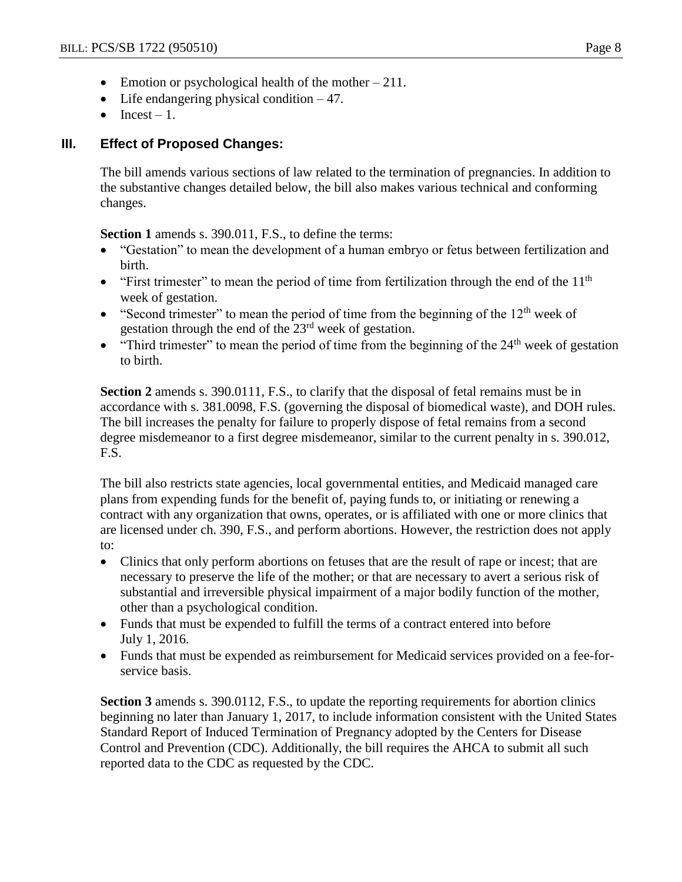- Emotion or psychological health of the mother – 211.
- Life endangering physical condition – 47.
- Incest – 1.

## III. Effect of Proposed Changes:

The bill amends various sections of law related to the termination of pregnancies. In addition to the substantive changes detailed below, the bill also makes various technical and conforming changes.

**Section 1** amends s. 390.011, F.S., to define the terms:

- "Gestation" to mean the development of a human embryo or fetus between fertilization and birth.
- "First trimester" to mean the period of time from fertilization through the end of the 11th week of gestation.
- "Second trimester" to mean the period of time from the beginning of the 12th week of gestation through the end of the 23rd week of gestation.
- "Third trimester" to mean the period of time from the beginning of the 24th week of gestation to birth.

**Section 2** amends s. 390.0111, F.S., to clarify that the disposal of fetal remains must be in accordance with s. 381.0098, F.S. (governing the disposal of biomedical waste), and DOH rules. The bill increases the penalty for failure to properly dispose of fetal remains from a second degree misdemeanor to a first degree misdemeanor, similar to the current penalty in s. 390.012, F.S.

The bill also restricts state agencies, local governmental entities, and Medicaid managed care plans from expending funds for the benefit of, paying funds to, or initiating or renewing a contract with any organization that owns, operates, or is affiliated with one or more clinics that are licensed under ch. 390, F.S., and perform abortions. However, the restriction does not apply to:

- Clinics that only perform abortions on fetuses that are the result of rape or incest; that are necessary to preserve the life of the mother; or that are necessary to avert a serious risk of substantial and irreversible physical impairment of a major bodily function of the mother, other than a psychological condition.
- Funds that must be expended to fulfill the terms of a contract entered into before July 1, 2016.
- Funds that must be expended as reimbursement for Medicaid services provided on a fee-for-service basis.

**Section 3** amends s. 390.0112, F.S., to update the reporting requirements for abortion clinics beginning no later than January 1, 2017, to include information consistent with the United States Standard Report of Induced Termination of Pregnancy adopted by the Centers for Disease Control and Prevention (CDC). Additionally, the bill requires the AHCA to submit all such reported data to the CDC as requested by the CDC.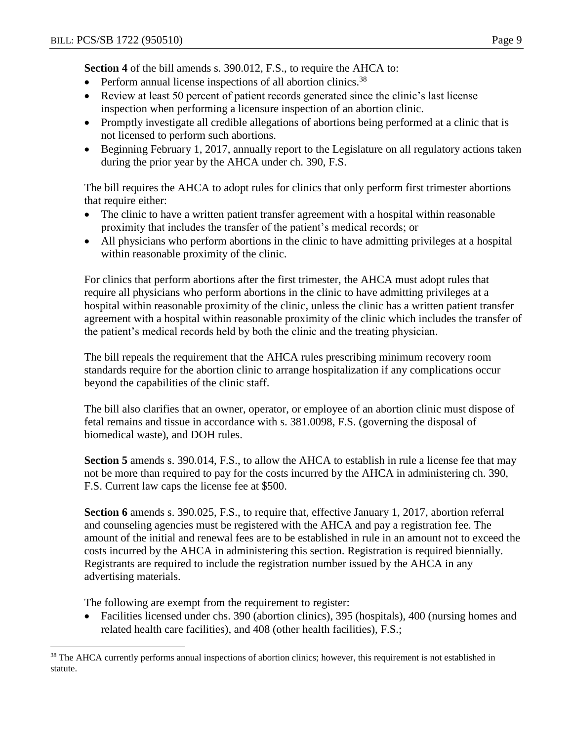**Section 4** of the bill amends s. 390.012, F.S., to require the AHCA to:

- Perform annual license inspections of all abortion clinics.[38]
- Review at least 50 percent of patient records generated since the clinic's last license inspection when performing a licensure inspection of an abortion clinic.
- Promptly investigate all credible allegations of abortions being performed at a clinic that is not licensed to perform such abortions.
- Beginning February 1, 2017, annually report to the Legislature on all regulatory actions taken during the prior year by the AHCA under ch. 390, F.S.

The bill requires the AHCA to adopt rules for clinics that only perform first trimester abortions that require either:

- The clinic to have a written patient transfer agreement with a hospital within reasonable proximity that includes the transfer of the patient's medical records; or
- All physicians who perform abortions in the clinic to have admitting privileges at a hospital within reasonable proximity of the clinic.

For clinics that perform abortions after the first trimester, the AHCA must adopt rules that require all physicians who perform abortions in the clinic to have admitting privileges at a hospital within reasonable proximity of the clinic, unless the clinic has a written patient transfer agreement with a hospital within reasonable proximity of the clinic which includes the transfer of the patient's medical records held by both the clinic and the treating physician.

The bill repeals the requirement that the AHCA rules prescribing minimum recovery room standards require for the abortion clinic to arrange hospitalization if any complications occur beyond the capabilities of the clinic staff.

The bill also clarifies that an owner, operator, or employee of an abortion clinic must dispose of fetal remains and tissue in accordance with s. 381.0098, F.S. (governing the disposal of biomedical waste), and DOH rules.

**Section 5** amends s. 390.014, F.S., to allow the AHCA to establish in rule a license fee that may not be more than required to pay for the costs incurred by the AHCA in administering ch. 390, F.S. Current law caps the license fee at $500.

**Section 6** amends s. 390.025, F.S., to require that, effective January 1, 2017, abortion referral and counseling agencies must be registered with the AHCA and pay a registration fee. The amount of the initial and renewal fees are to be established in rule in an amount not to exceed the costs incurred by the AHCA in administering this section. Registration is required biennially. Registrants are required to include the registration number issued by the AHCA in any advertising materials.

The following are exempt from the requirement to register:

- Facilities licensed under chs. 390 (abortion clinics), 395 (hospitals), 400 (nursing homes and related health care facilities), and 408 (other health facilities), F.S.;

[38] The AHCA currently performs annual inspections of abortion clinics; however, this requirement is not established in statute.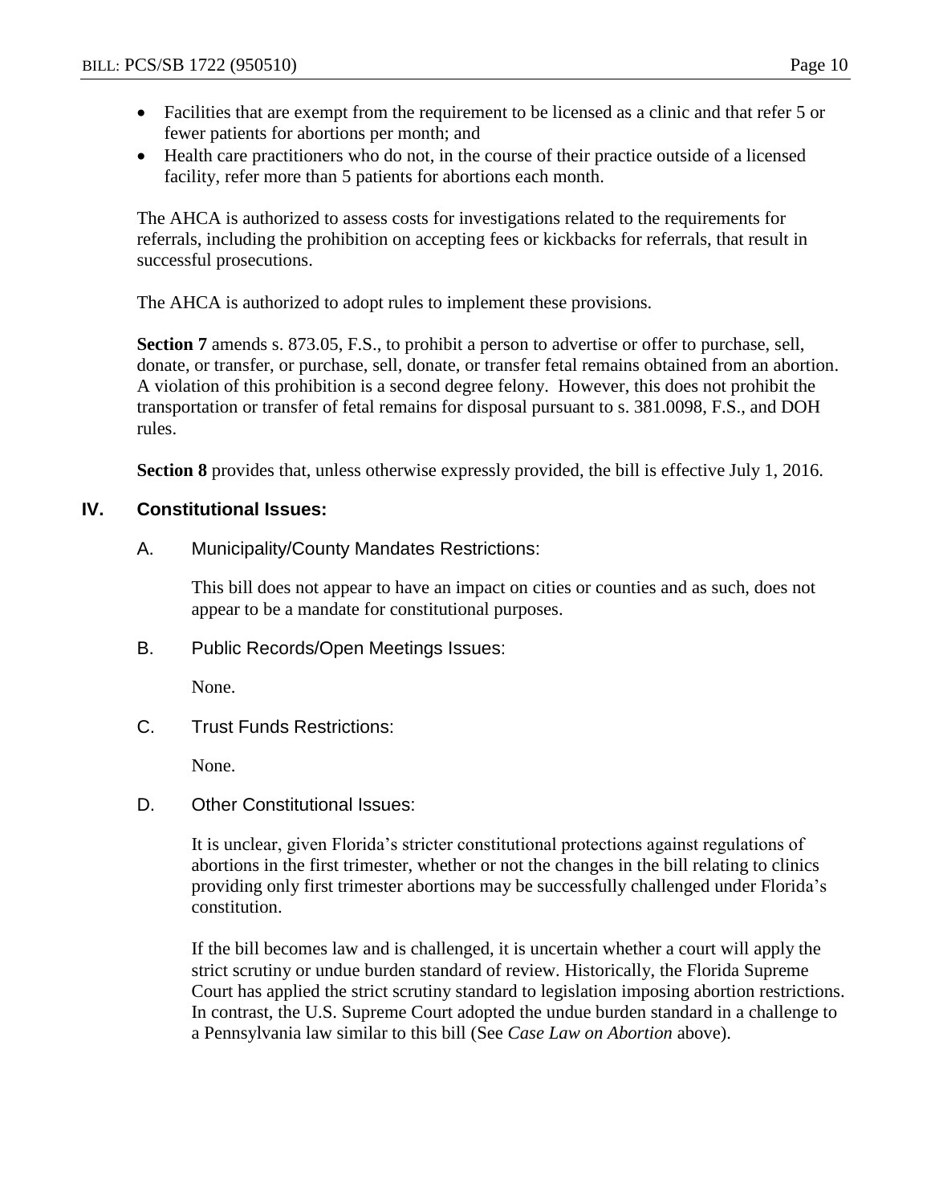- Facilities that are exempt from the requirement to be licensed as a clinic and that refer 5 or fewer patients for abortions per month; and
- Health care practitioners who do not, in the course of their practice outside of a licensed facility, refer more than 5 patients for abortions each month.

The AHCA is authorized to assess costs for investigations related to the requirements for referrals, including the prohibition on accepting fees or kickbacks for referrals, that result in successful prosecutions.

The AHCA is authorized to adopt rules to implement these provisions.

**Section 7** amends s. 873.05, F.S., to prohibit a person to advertise or offer to purchase, sell, donate, or transfer, or purchase, sell, donate, or transfer fetal remains obtained from an abortion. A violation of this prohibition is a second degree felony. However, this does not prohibit the transportation or transfer of fetal remains for disposal pursuant to s. 381.0098, F.S., and DOH rules.

**Section 8** provides that, unless otherwise expressly provided, the bill is effective July 1, 2016.

## IV. Constitutional Issues:

### A. Municipality/County Mandates Restrictions:

This bill does not appear to have an impact on cities or counties and as such, does not appear to be a mandate for constitutional purposes.

### B. Public Records/Open Meetings Issues:

None.

### C. Trust Funds Restrictions:

None.

### D. Other Constitutional Issues:

It is unclear, given Florida's stricter constitutional protections against regulations of abortions in the first trimester, whether or not the changes in the bill relating to clinics providing only first trimester abortions may be successfully challenged under Florida's constitution.

If the bill becomes law and is challenged, it is uncertain whether a court will apply the strict scrutiny or undue burden standard of review. Historically, the Florida Supreme Court has applied the strict scrutiny standard to legislation imposing abortion restrictions. In contrast, the U.S. Supreme Court adopted the undue burden standard in a challenge to a Pennsylvania law similar to this bill (See *Case Law on Abortion* above).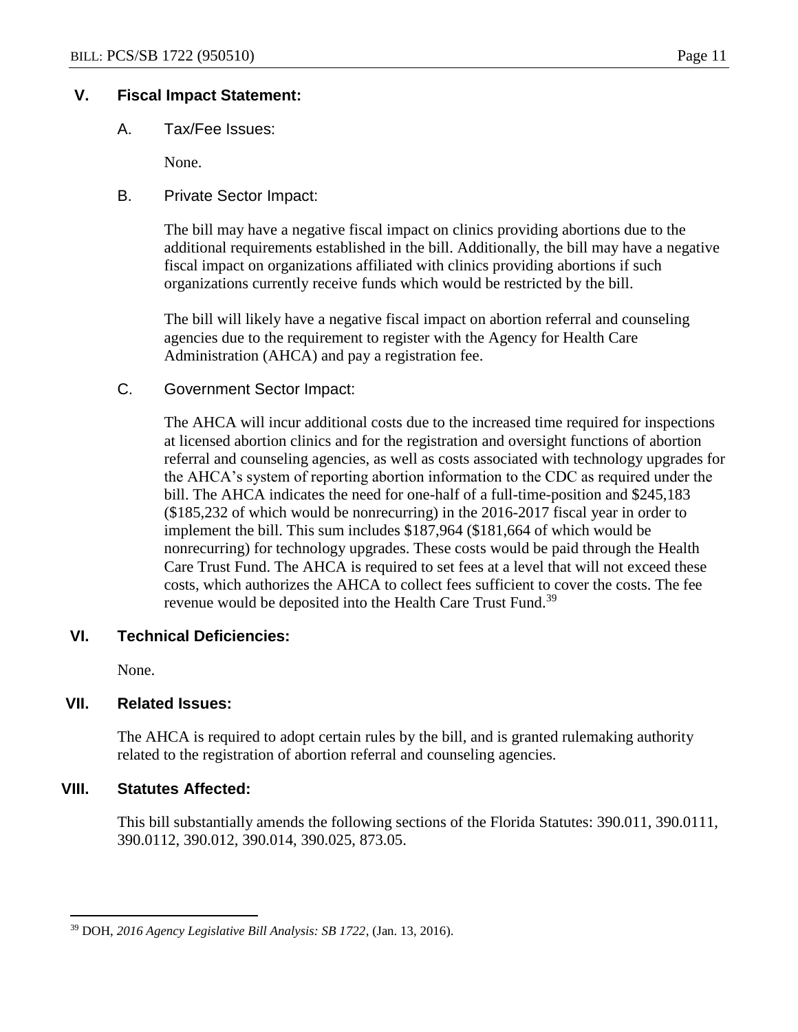## V. Fiscal Impact Statement:

### A. Tax/Fee Issues:

None.

### B. Private Sector Impact:

The bill may have a negative fiscal impact on clinics providing abortions due to the additional requirements established in the bill. Additionally, the bill may have a negative fiscal impact on organizations affiliated with clinics providing abortions if such organizations currently receive funds which would be restricted by the bill.

The bill will likely have a negative fiscal impact on abortion referral and counseling agencies due to the requirement to register with the Agency for Health Care Administration (AHCA) and pay a registration fee.

### C. Government Sector Impact:

The AHCA will incur additional costs due to the increased time required for inspections at licensed abortion clinics and for the registration and oversight functions of abortion referral and counseling agencies, as well as costs associated with technology upgrades for the AHCA's system of reporting abortion information to the CDC as required under the bill. The AHCA indicates the need for one-half of a full-time-position and $245,183 ($185,232 of which would be nonrecurring) in the 2016-2017 fiscal year in order to implement the bill. This sum includes $187,964 ($181,664 of which would be nonrecurring) for technology upgrades. These costs would be paid through the Health Care Trust Fund. The AHCA is required to set fees at a level that will not exceed these costs, which authorizes the AHCA to collect fees sufficient to cover the costs. The fee revenue would be deposited into the Health Care Trust Fund.[39]

## VI. Technical Deficiencies:

None.

## VII. Related Issues:

The AHCA is required to adopt certain rules by the bill, and is granted rulemaking authority related to the registration of abortion referral and counseling agencies.

## VIII. Statutes Affected:

This bill substantially amends the following sections of the Florida Statutes: 390.011, 390.0111, 390.0112, 390.012, 390.014, 390.025, 873.05.

---

[39] DOH, *2016 Agency Legislative Bill Analysis: SB 1722*, (Jan. 13, 2016).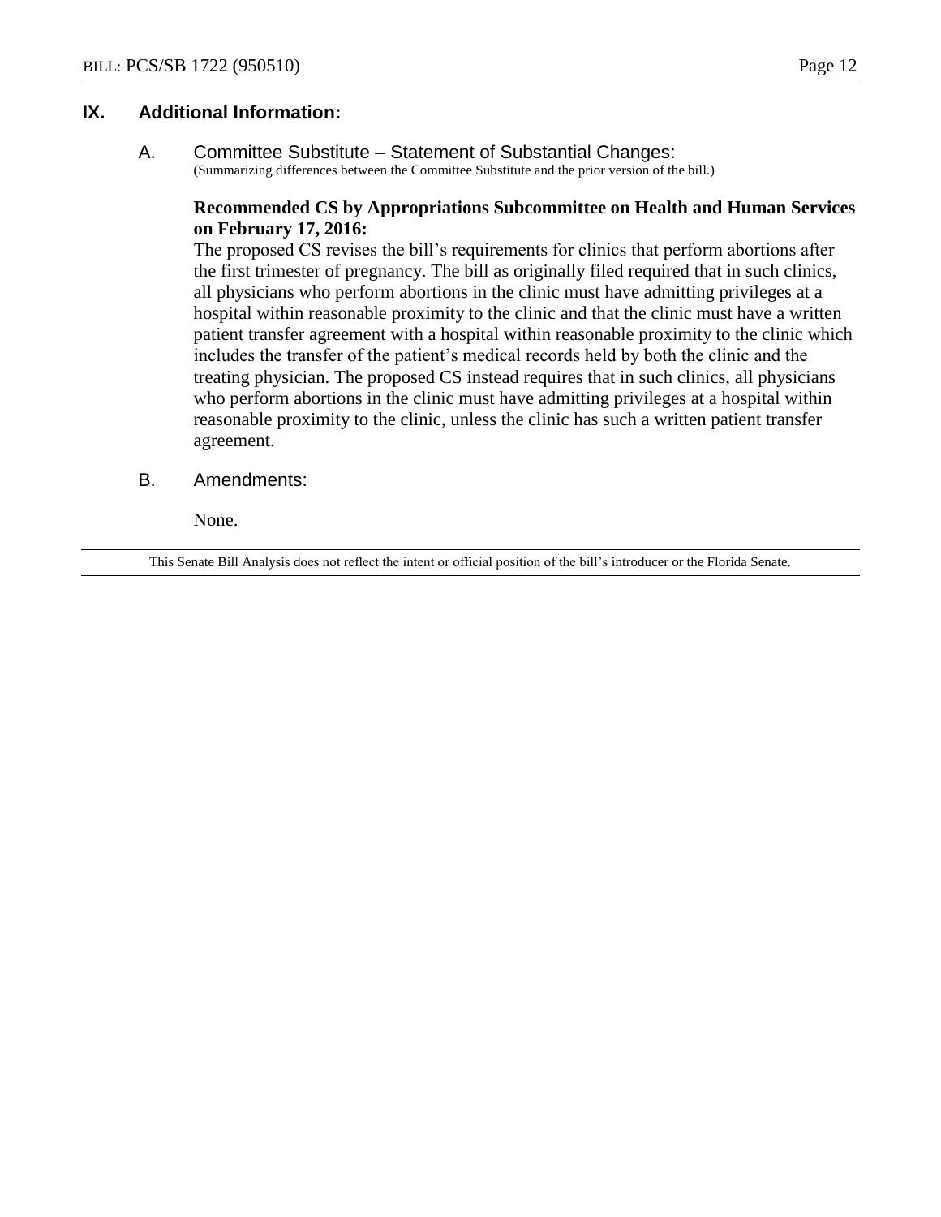## IX. Additional Information:

### A. Committee Substitute – Statement of Substantial Changes:

(Summarizing differences between the Committee Substitute and the prior version of the bill.)

**Recommended CS by Appropriations Subcommittee on Health and Human Services on February 17, 2016:**

The proposed CS revises the bill's requirements for clinics that perform abortions after the first trimester of pregnancy. The bill as originally filed required that in such clinics, all physicians who perform abortions in the clinic must have admitting privileges at a hospital within reasonable proximity to the clinic and that the clinic must have a written patient transfer agreement with a hospital within reasonable proximity to the clinic which includes the transfer of the patient's medical records held by both the clinic and the treating physician. The proposed CS instead requires that in such clinics, all physicians who perform abortions in the clinic must have admitting privileges at a hospital within reasonable proximity to the clinic, unless the clinic has such a written patient transfer agreement.

### B. Amendments:

None.

---

This Senate Bill Analysis does not reflect the intent or official position of the bill's introducer or the Florida Senate.